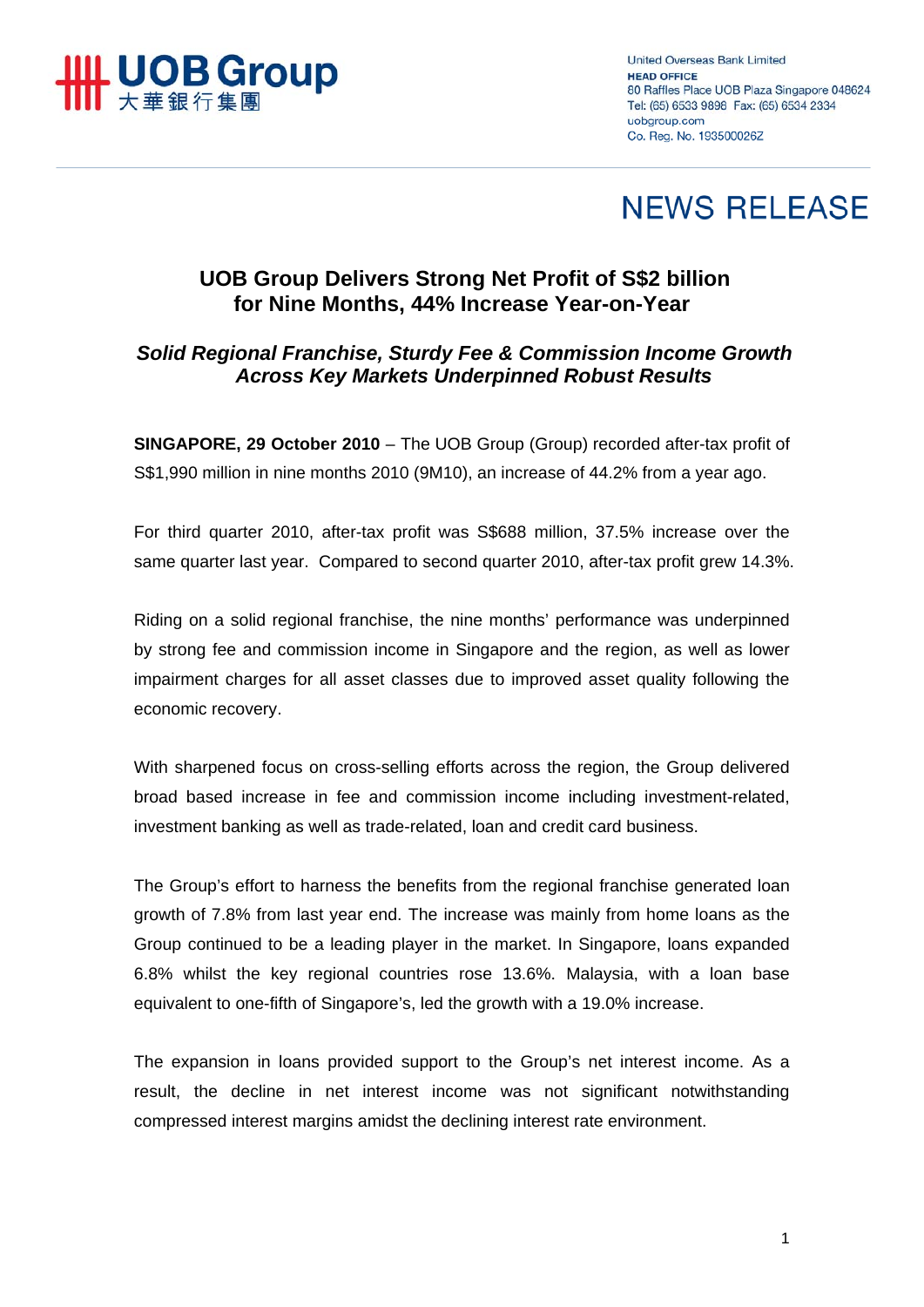UOB Group
大華銀行集團

United Overseas Bank Limited
**HEAD OFFICE**
80 Raffles Place UOB Plaza Singapore 048624
Tel: (65) 6533 9898 Fax: (65) 6534 2334
uobgroup.com
Co. Reg. No. 193500026Z

# NEWS RELEASE

## UOB Group Delivers Strong Net Profit of S$2 billion for Nine Months, 44% Increase Year-on-Year

### *Solid Regional Franchise, Sturdy Fee & Commission Income Growth Across Key Markets Underpinned Robust Results*

**SINGAPORE, 29 October 2010** – The UOB Group (Group) recorded after-tax profit of S$1,990 million in nine months 2010 (9M10), an increase of 44.2% from a year ago.

For third quarter 2010, after-tax profit was S$688 million, 37.5% increase over the same quarter last year. Compared to second quarter 2010, after-tax profit grew 14.3%.

Riding on a solid regional franchise, the nine months' performance was underpinned by strong fee and commission income in Singapore and the region, as well as lower impairment charges for all asset classes due to improved asset quality following the economic recovery.

With sharpened focus on cross-selling efforts across the region, the Group delivered broad based increase in fee and commission income including investment-related, investment banking as well as trade-related, loan and credit card business.

The Group's effort to harness the benefits from the regional franchise generated loan growth of 7.8% from last year end. The increase was mainly from home loans as the Group continued to be a leading player in the market. In Singapore, loans expanded 6.8% whilst the key regional countries rose 13.6%. Malaysia, with a loan base equivalent to one-fifth of Singapore's, led the growth with a 19.0% increase.

The expansion in loans provided support to the Group's net interest income. As a result, the decline in net interest income was not significant notwithstanding compressed interest margins amidst the declining interest rate environment.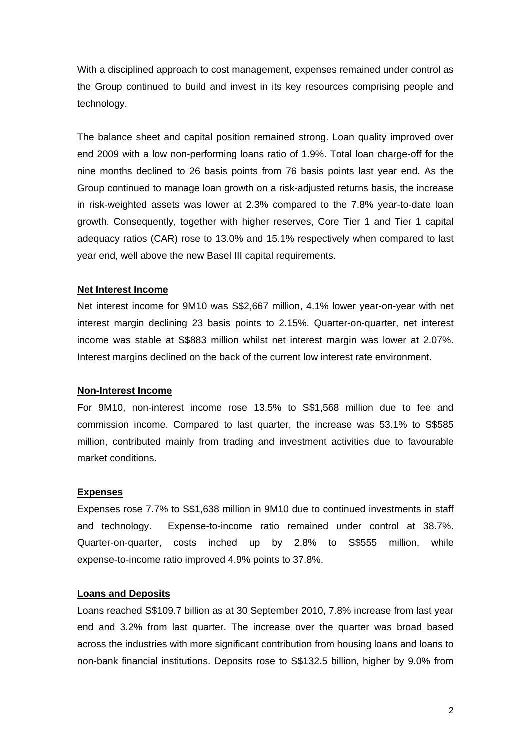With a disciplined approach to cost management, expenses remained under control as the Group continued to build and invest in its key resources comprising people and technology.

The balance sheet and capital position remained strong. Loan quality improved over end 2009 with a low non-performing loans ratio of 1.9%. Total loan charge-off for the nine months declined to 26 basis points from 76 basis points last year end. As the Group continued to manage loan growth on a risk-adjusted returns basis, the increase in risk-weighted assets was lower at 2.3% compared to the 7.8% year-to-date loan growth. Consequently, together with higher reserves, Core Tier 1 and Tier 1 capital adequacy ratios (CAR) rose to 13.0% and 15.1% respectively when compared to last year end, well above the new Basel III capital requirements.

**Net Interest Income**

Net interest income for 9M10 was S$2,667 million, 4.1% lower year-on-year with net interest margin declining 23 basis points to 2.15%. Quarter-on-quarter, net interest income was stable at S$883 million whilst net interest margin was lower at 2.07%. Interest margins declined on the back of the current low interest rate environment.

**Non-Interest Income**

For 9M10, non-interest income rose 13.5% to S$1,568 million due to fee and commission income. Compared to last quarter, the increase was 53.1% to S$585 million, contributed mainly from trading and investment activities due to favourable market conditions.

**Expenses**

Expenses rose 7.7% to S$1,638 million in 9M10 due to continued investments in staff and technology. Expense-to-income ratio remained under control at 38.7%. Quarter-on-quarter, costs inched up by 2.8% to S$555 million, while expense-to-income ratio improved 4.9% points to 37.8%.

**Loans and Deposits**

Loans reached S$109.7 billion as at 30 September 2010, 7.8% increase from last year end and 3.2% from last quarter. The increase over the quarter was broad based across the industries with more significant contribution from housing loans and loans to non-bank financial institutions. Deposits rose to S$132.5 billion, higher by 9.0% from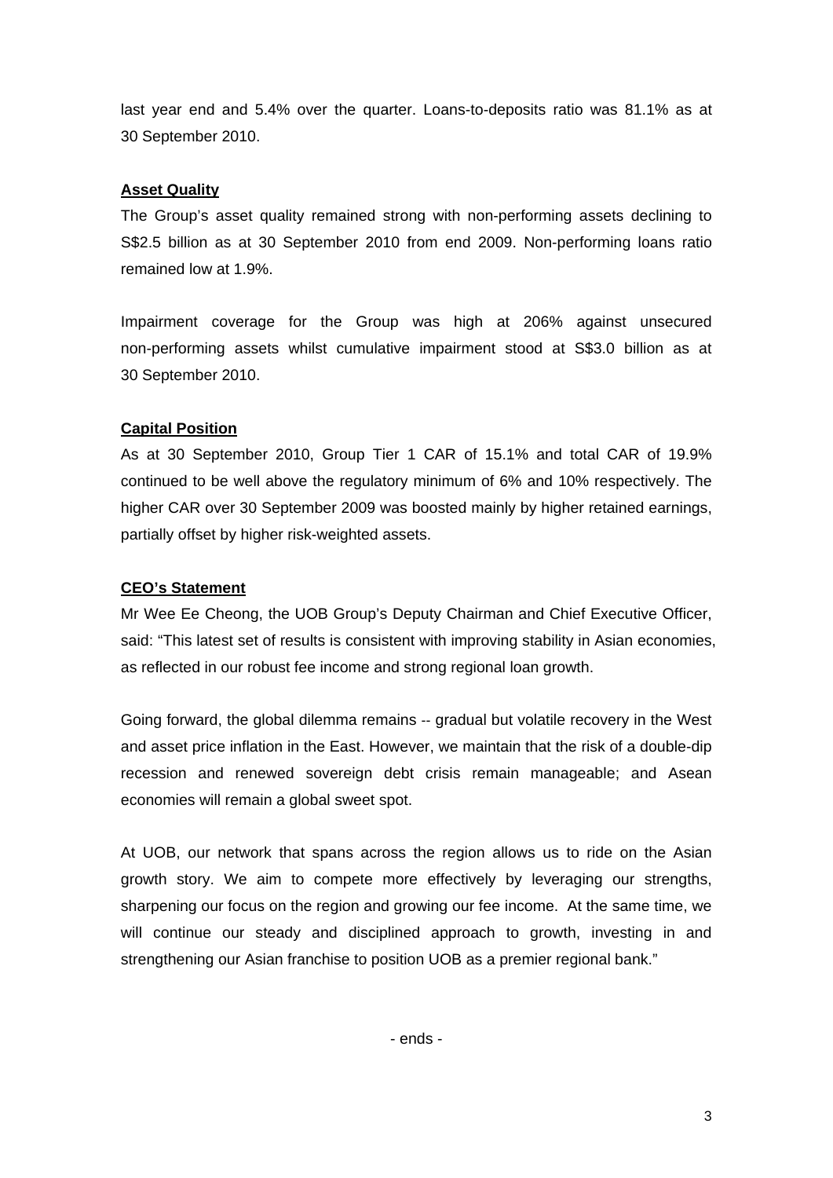last year end and 5.4% over the quarter. Loans-to-deposits ratio was 81.1% as at 30 September 2010.

## Asset Quality

The Group's asset quality remained strong with non-performing assets declining to S$2.5 billion as at 30 September 2010 from end 2009. Non-performing loans ratio remained low at 1.9%.

Impairment coverage for the Group was high at 206% against unsecured non-performing assets whilst cumulative impairment stood at S$3.0 billion as at 30 September 2010.

## Capital Position

As at 30 September 2010, Group Tier 1 CAR of 15.1% and total CAR of 19.9% continued to be well above the regulatory minimum of 6% and 10% respectively. The higher CAR over 30 September 2009 was boosted mainly by higher retained earnings, partially offset by higher risk-weighted assets.

## CEO's Statement

Mr Wee Ee Cheong, the UOB Group's Deputy Chairman and Chief Executive Officer, said: "This latest set of results is consistent with improving stability in Asian economies, as reflected in our robust fee income and strong regional loan growth.

Going forward, the global dilemma remains -- gradual but volatile recovery in the West and asset price inflation in the East. However, we maintain that the risk of a double-dip recession and renewed sovereign debt crisis remain manageable; and Asean economies will remain a global sweet spot.

At UOB, our network that spans across the region allows us to ride on the Asian growth story. We aim to compete more effectively by leveraging our strengths, sharpening our focus on the region and growing our fee income. At the same time, we will continue our steady and disciplined approach to growth, investing in and strengthening our Asian franchise to position UOB as a premier regional bank."

- ends -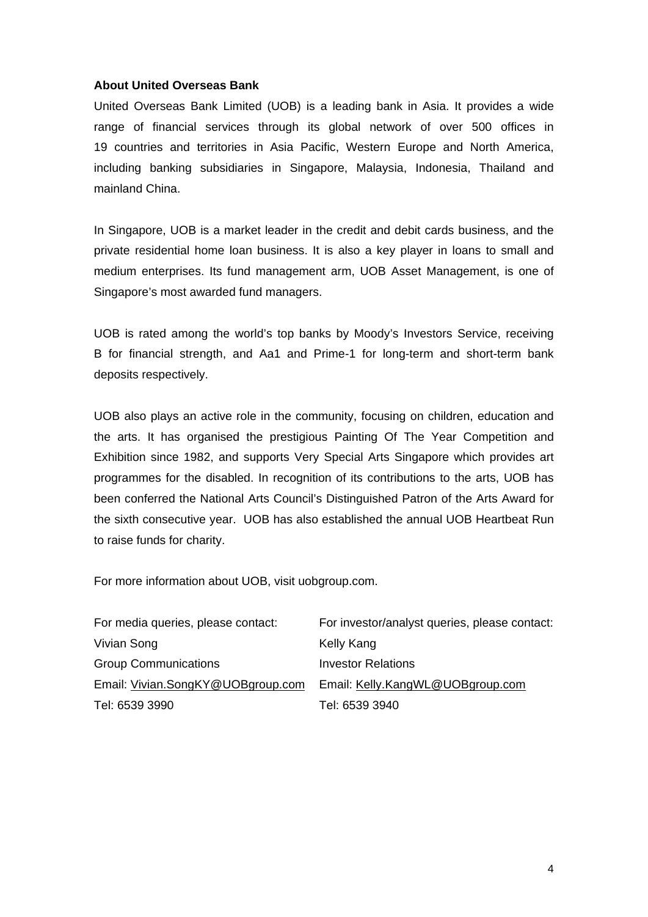**About United Overseas Bank**

United Overseas Bank Limited (UOB) is a leading bank in Asia. It provides a wide range of financial services through its global network of over 500 offices in 19 countries and territories in Asia Pacific, Western Europe and North America, including banking subsidiaries in Singapore, Malaysia, Indonesia, Thailand and mainland China.

In Singapore, UOB is a market leader in the credit and debit cards business, and the private residential home loan business. It is also a key player in loans to small and medium enterprises. Its fund management arm, UOB Asset Management, is one of Singapore's most awarded fund managers.

UOB is rated among the world's top banks by Moody's Investors Service, receiving B for financial strength, and Aa1 and Prime-1 for long-term and short-term bank deposits respectively.

UOB also plays an active role in the community, focusing on children, education and the arts. It has organised the prestigious Painting Of The Year Competition and Exhibition since 1982, and supports Very Special Arts Singapore which provides art programmes for the disabled. In recognition of its contributions to the arts, UOB has been conferred the National Arts Council's Distinguished Patron of the Arts Award for the sixth consecutive year. UOB has also established the annual UOB Heartbeat Run to raise funds for charity.

For more information about UOB, visit uobgroup.com.

| | |
|---|---|
| For media queries, please contact: | For investor/analyst queries, please contact: |
| Vivian Song | Kelly Kang |
| Group Communications | Investor Relations |
| Email: Vivian.SongKY@UOBgroup.com | Email: Kelly.KangWL@UOBgroup.com |
| Tel: 6539 3990 | Tel: 6539 3940 |